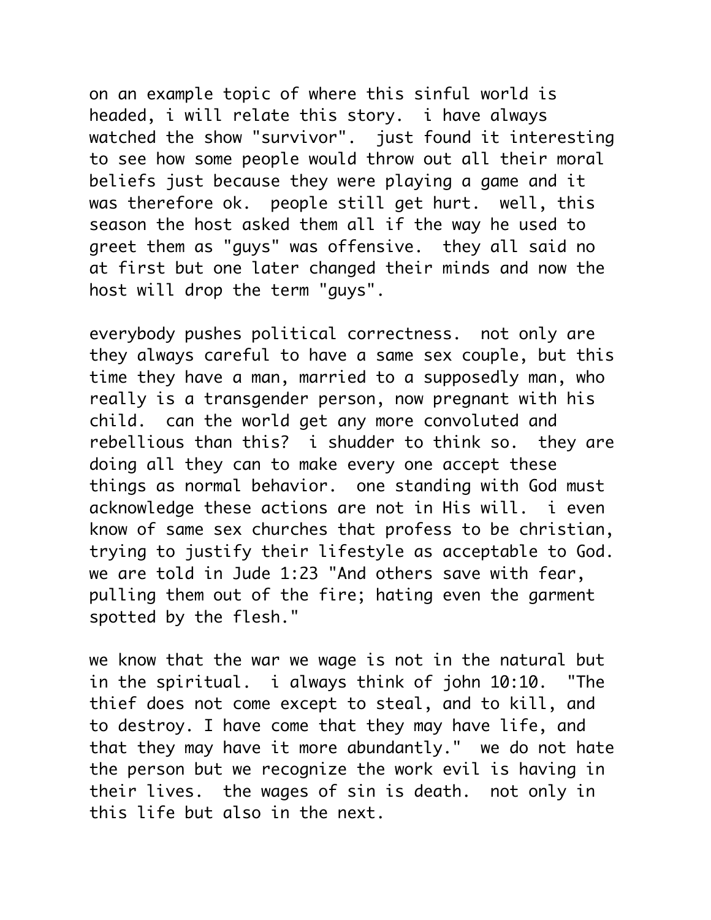on an example topic of where this sinful world is headed, i will relate this story. i have always watched the show "survivor". just found it interesting to see how some people would throw out all their moral beliefs just because they were playing a game and it was therefore ok. people still get hurt. well, this season the host asked them all if the way he used to greet them as "guys" was offensive. they all said no at first but one later changed their minds and now the host will drop the term "guys".

everybody pushes political correctness. not only are they always careful to have a same sex couple, but this time they have a man, married to a supposedly man, who really is a transgender person, now pregnant with his child. can the world get any more convoluted and rebellious than this? i shudder to think so. they are doing all they can to make every one accept these things as normal behavior. one standing with God must acknowledge these actions are not in His will. i even know of same sex churches that profess to be christian, trying to justify their lifestyle as acceptable to God. we are told in Jude 1:23 "And others save with fear, pulling them out of the fire; hating even the garment spotted by the flesh."

we know that the war we wage is not in the natural but in the spiritual. i always think of john 10:10. "The thief does not come except to steal, and to kill, and to destroy. I have come that they may have life, and that they may have it more abundantly." we do not hate the person but we recognize the work evil is having in their lives. the wages of sin is death. not only in this life but also in the next.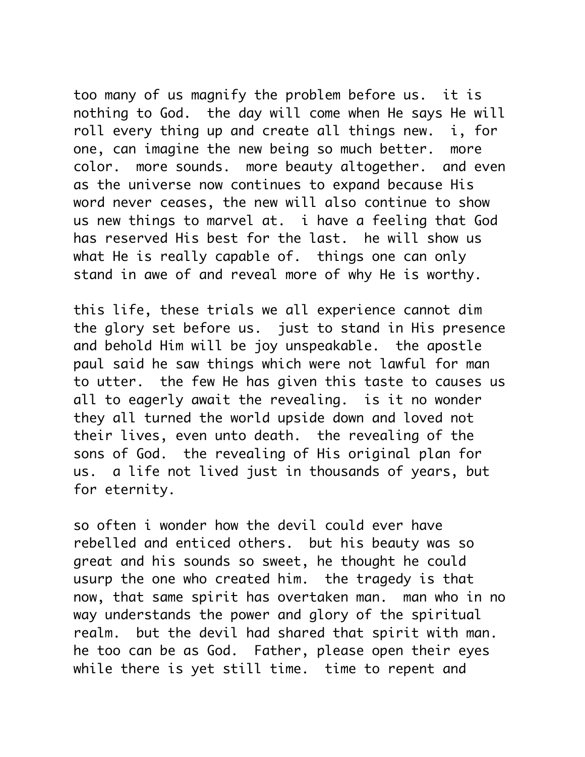too many of us magnify the problem before us.  it is nothing to God.  the day will come when He says He will roll every thing up and create all things new.  i, for one, can imagine the new being so much better.  more color.  more sounds.  more beauty altogether.  and even as the universe now continues to expand because His word never ceases, the new will also continue to show us new things to marvel at.  i have a feeling that God has reserved His best for the last.  he will show us what He is really capable of.  things one can only stand in awe of and reveal more of why He is worthy.

this life, these trials we all experience cannot dim the glory set before us.  just to stand in His presence and behold Him will be joy unspeakable.  the apostle paul said he saw things which were not lawful for man to utter.  the few He has given this taste to causes us all to eagerly await the revealing.  is it no wonder they all turned the world upside down and loved not their lives, even unto death.  the revealing of the sons of God.  the revealing of His original plan for us.  a life not lived just in thousands of years, but for eternity.

so often i wonder how the devil could ever have rebelled and enticed others.  but his beauty was so great and his sounds so sweet, he thought he could usurp the one who created him.  the tragedy is that now, that same spirit has overtaken man.  man who in no way understands the power and glory of the spiritual realm.  but the devil had shared that spirit with man.  he too can be as God.  Father, please open their eyes while there is yet still time.  time to repent and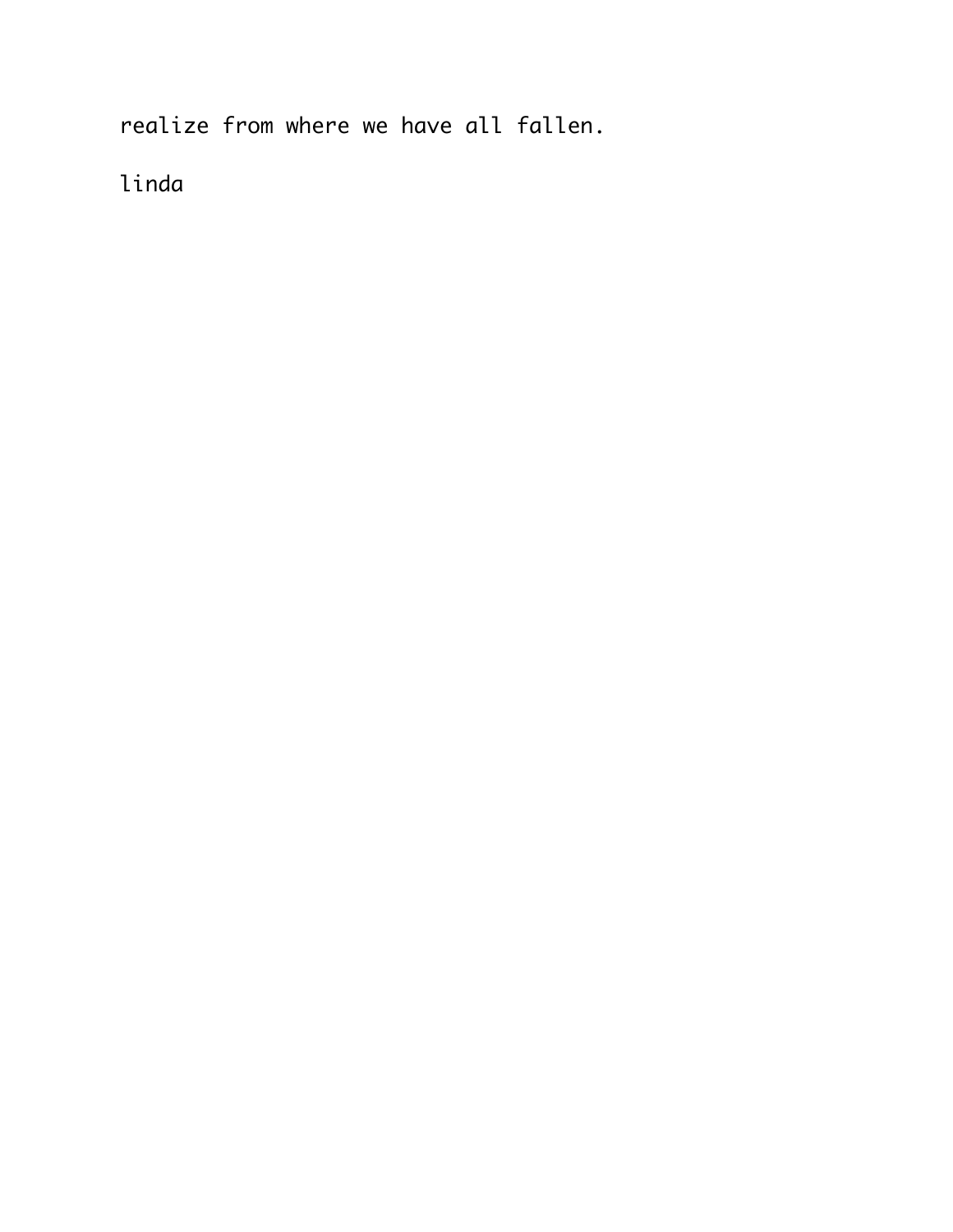realize from where we have all fallen.

linda